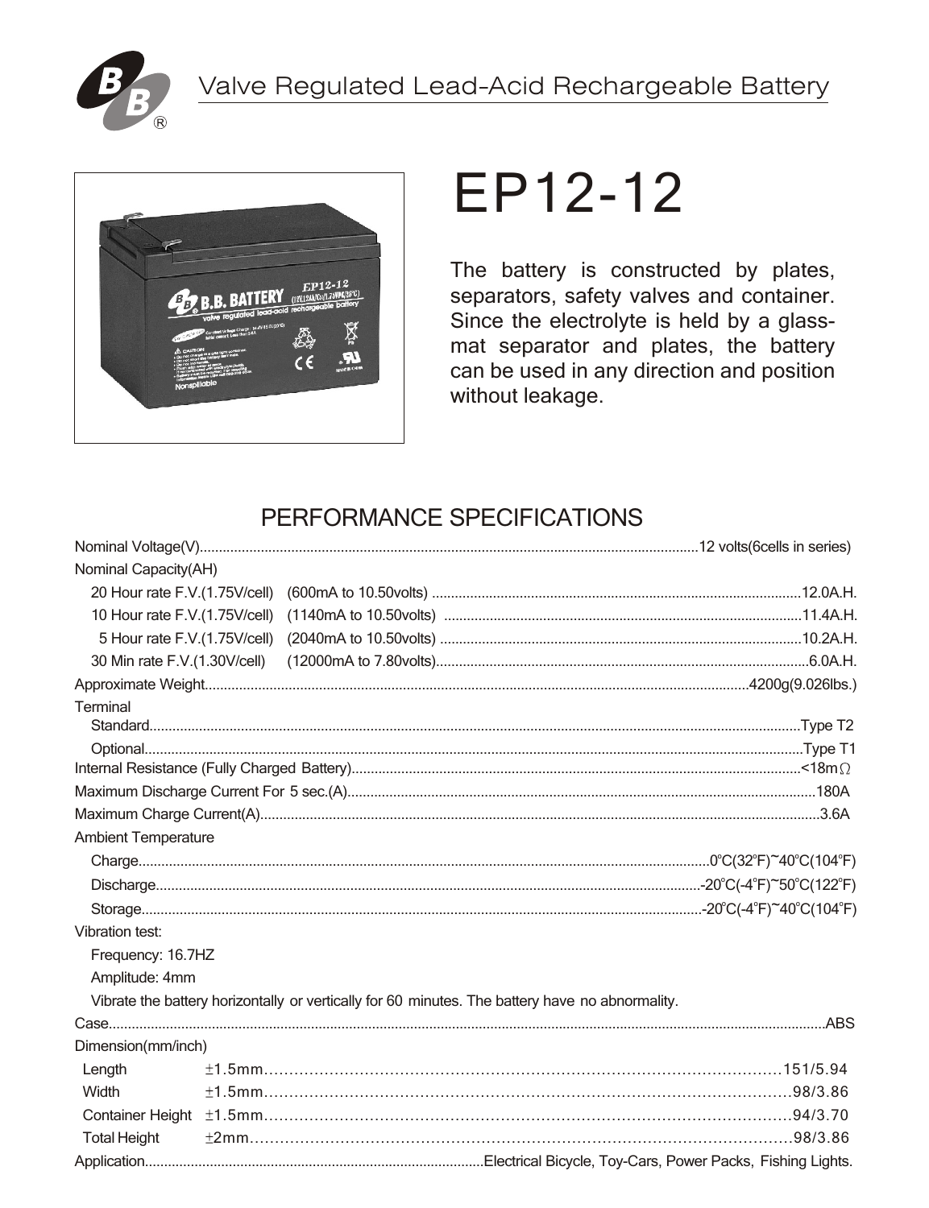Valve Regulated Lead-Acid Rechargeable Battery

# EP12-12

The battery is constructed by plates, separators, safety valves and container. Since the electrolyte is held by a glass-mat separator and plates, the battery can be used in any direction and position without leakage.

## PERFORMANCE SPECIFICATIONS

Nominal Voltage(V)....................12 volts(6cells in series)

Nominal Capacity(AH)

- 20 Hour rate F.V.(1.75V/cell) (600mA to 10.50volts) ....................12.0A.H.
- 10 Hour rate F.V.(1.75V/cell) (1140mA to 10.50volts) ....................11.4A.H.
- 5 Hour rate F.V.(1.75V/cell) (2040mA to 10.50volts) ....................10.2A.H.
- 30 Min rate F.V.(1.30V/cell) (12000mA to 7.80volts)....................6.0A.H.

Approximate Weight....................4200g(9.026lbs.)

Terminal

- Standard....................Type T2
- Optional....................Type T1

Internal Resistance (Fully Charged Battery)....................<18mΩ

Maximum Discharge Current For 5 sec.(A)....................180A

Maximum Charge Current(A)....................3.6A

Ambient Temperature

- Charge....................0°C(32°F)~40°C(104°F)
- Discharge....................-20°C(-4°F)~50°C(122°F)
- Storage....................-20°C(-4°F)~40°C(104°F)

Vibration test:

- Frequency: 16.7HZ
- Amplitude: 4mm
- Vibrate the battery horizontally or vertically for 60 minutes. The battery have no abnormality.

Case....................ABS

Dimension(mm/inch)

| | Tolerance | mm/inch |
|---|---|---|
| Length | ±1.5mm | 151/5.94 |
| Width | ±1.5mm | 98/3.86 |
| Container Height | ±1.5mm | 94/3.70 |
| Total Height | ±2mm | 98/3.86 |

Application....................Electrical Bicycle, Toy-Cars, Power Packs, Fishing Lights.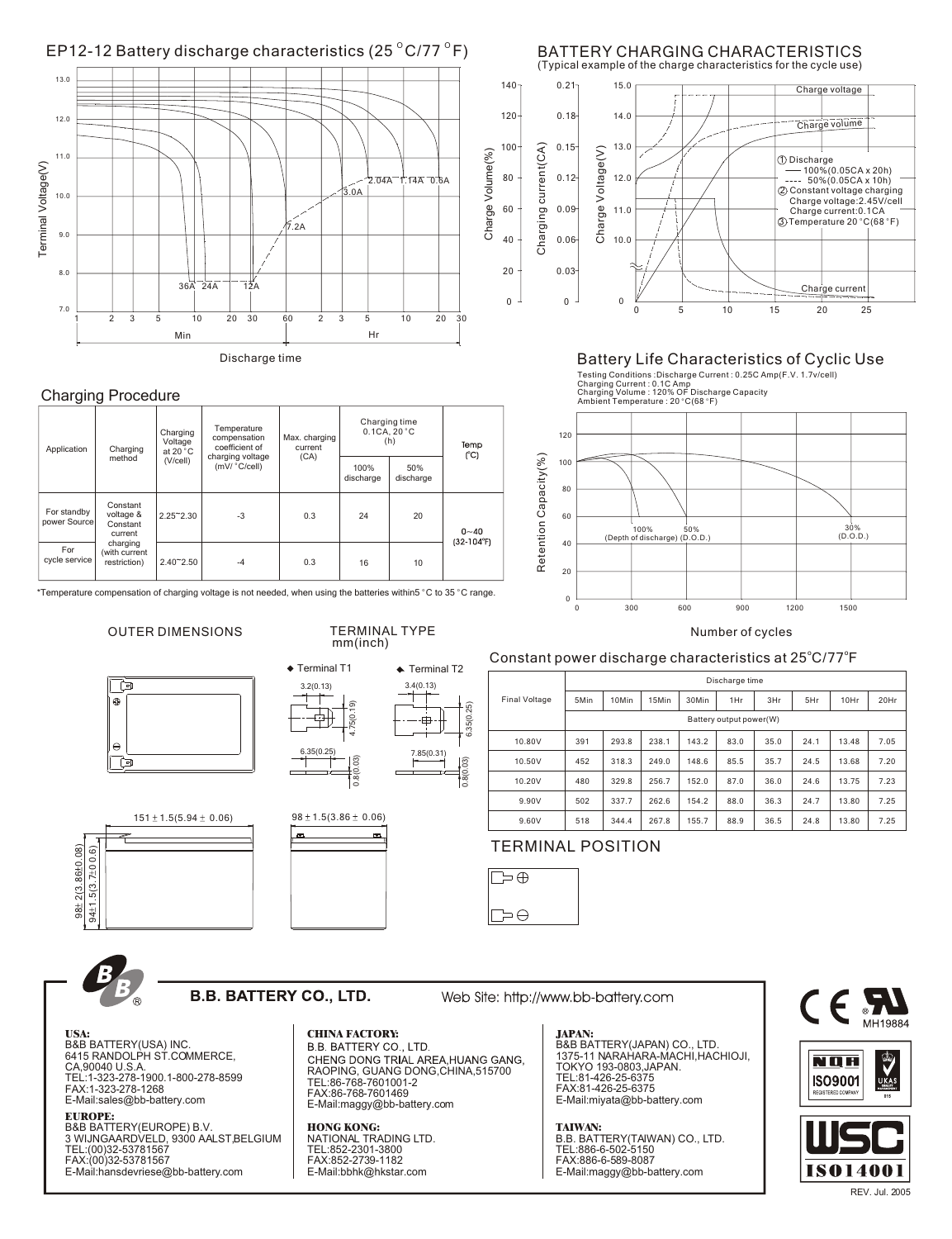## EP12-12 Battery discharge characteristics (25 °C/77 °F)

Terminal Voltage(V)

13.0
12.0
11.0
10.0
9.0
8.0
7.0

2.04A 1.14A 0.6A
3.0A
7.2A
36A 24A 12A

1 2 3 5 10 20 30 60 2 3 5 10 20 30

Min Hr

Discharge time

## BATTERY CHARGING CHARACTERISTICS

(Typical example of the charge characteristics for the cycle use)

Charge Volume(%) 0 20 40 60 80 100 120 140

Charging current(CA) 0 0.03 0.06 0.09 0.12 0.15 0.18 0.21

Charge Voltage(V) 0 10.0 11.0 12.0 13.0 14.0 15.0

0 5 10 15 20 25

Charge voltage

Charge volume

Charge current

① Discharge
—— 100%(0.05CA x 20h)
---- 50%(0.05CA x 10h)
② Constant voltage charging
Charge voltage:2.45V/cell
Charge current:0.1CA
③ Temperature 20 °C(68 °F)

## Charging Procedure

| Application | Charging method | Charging Voltage at 20 °C (V/cell) | Temperature compensation coefficient of charging voltage (mV/ °C/cell) | Max. charging current (CA) | Charging time 0.1CA, 20 °C (h) | | Temp (°C) |
|---|---|---|---|---|---|---|---|
| | | | | | 100% discharge | 50% discharge | |
| For standby power Source | Constant voltage & Constant current charging (with current restriction) | 2.25~2.30 | -3 | 0.3 | 24 | 20 | 0~40 (32-104°F) |
| For cycle service | | 2.40~2.50 | -4 | 0.3 | 16 | 10 | |

*Temperature compensation of charging voltage is not needed, when using the batteries within5 °C to 35 °C range.

## Battery Life Characteristics of Cyclic Use

Testing Conditions :Discharge Current : 0.25C Amp(F.V. 1.7v/cell)
Charging Current : 0.1C Amp
Charging Volume : 120% OF Discharge Capacity
Ambient Temperature : 20 °C(68 °F)

Retention Capacity(%) 0 20 40 60 80 100 120

100% 50% (Depth of discharge) (D.O.D.)

30% (D.O.D.)

0 300 600 900 1200 1500

Number of cycles

## OUTER DIMENSIONS

## TERMINAL TYPE

mm(inch)

◆ Terminal T1

3.2(0.13)
4.75(0.19)
6.35(0.25)
0.8(0.03)

◆ Terminal T2

3.4(0.13)
6.35(0.25)
7.85(0.31)
0.8(0.03)

151 ± 1.5(5.94 ± 0.06)

98 ± 1.5(3.86 ± 0.06)

98± 2(3.86±0.08)

94±1.5(3.7±0.06)

## Constant power discharge characteristics at 25°C/77°F

| Final Voltage | Discharge time | | | | | | | | |
|---|---|---|---|---|---|---|---|---|---|
| | 5Min | 10Min | 15Min | 30Min | 1Hr | 3Hr | 5Hr | 10Hr | 20Hr |
| | Battery output power(W) | | | | | | | | |
| 10.80V | 391 | 293.8 | 238.1 | 143.2 | 83.0 | 35.0 | 24.1 | 13.48 | 7.05 |
| 10.50V | 452 | 318.3 | 249.0 | 148.6 | 85.5 | 35.7 | 24.5 | 13.68 | 7.20 |
| 10.20V | 480 | 329.8 | 256.7 | 152.0 | 87.0 | 36.0 | 24.6 | 13.75 | 7.23 |
| 9.90V | 502 | 337.7 | 262.6 | 154.2 | 88.0 | 36.3 | 24.7 | 13.80 | 7.25 |
| 9.60V | 518 | 344.4 | 267.8 | 155.7 | 88.9 | 36.5 | 24.8 | 13.80 | 7.25 |

## TERMINAL POSITION

⊕
⊖

**B.B. BATTERY CO., LTD.** Web Site: http://www.bb-battery.com

**USA:**
B&B BATTERY(USA) INC.
6415 RANDOLPH ST.COMMERCE,
CA,90040 U.S.A.
TEL:1-323-278-1900.1-800-278-8599
FAX:1-323-278-1268
E-Mail:sales@bb-battery.com

**EUROPE:**
B&B BATTERY(EUROPE) B.V.
3 WIJNGAARDVELD, 9300 AALST,BELGIUM
TEL:(00)32-53781567
FAX:(00)32-53781567
E-Mail:hansdevriese@bb-battery.com

**CHINA FACTORY:**
B.B. BATTERY CO., LTD.
CHENG DONG TRIAL AREA,HUANG GANG,
RAOPING, GUANG DONG,CHINA,515700
TEL:86-768-7601001-2
FAX:86-768-7601469
E-Mail:maggy@bb-battery.com

**HONG KONG:**
NATIONAL TRADING LTD.
TEL:852-2301-3800
FAX:852-2739-1182
E-Mail:bbhk@hkstar.com

**JAPAN:**
B&B BATTERY(JAPAN) CO., LTD.
1375-11 NARAHARA-MACHI,HACHIOJI,
TOKYO 193-0803,JAPAN.
TEL:81-426-25-6375
FAX:81-426-25-6375
E-Mail:miyata@bb-battery.com

**TAIWAN:**
B.B. BATTERY(TAIWAN) CO., LTD.
TEL:886-6-502-5150
FAX:886-6-589-8087
E-Mail:maggy@bb-battery.com

MH19884

ISO9001

ISO14001

REV. Jul. 2005